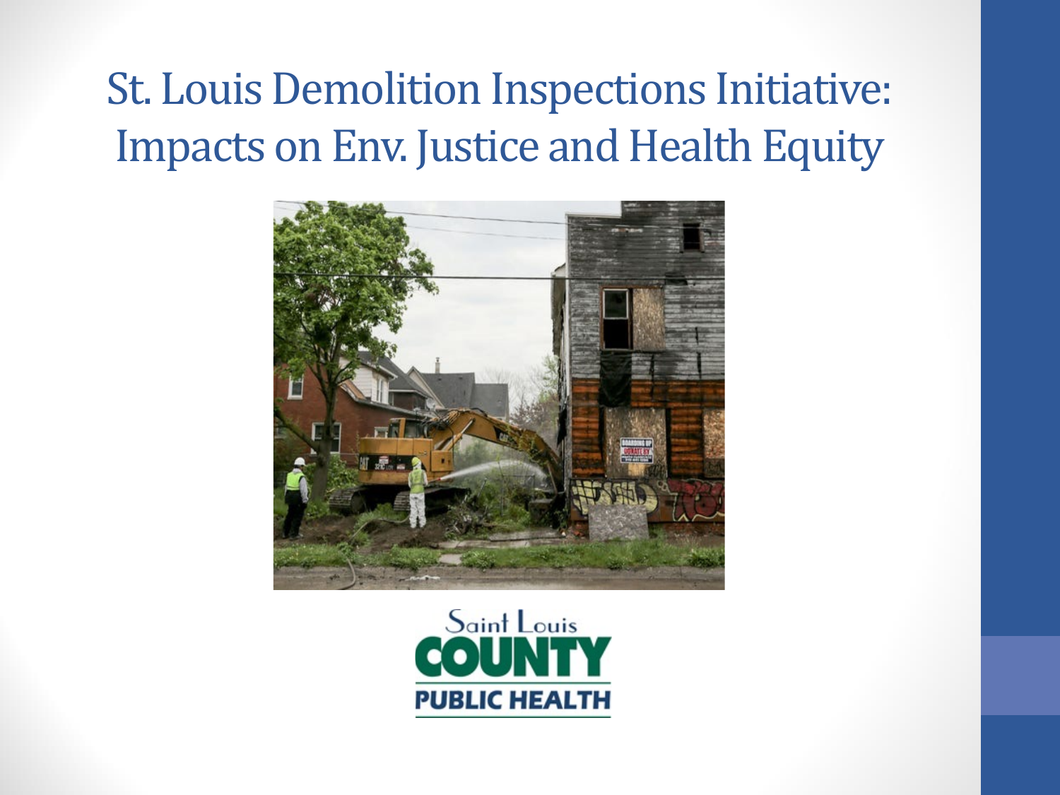# St. Louis Demolition Inspections Initiative: Impacts on Env. Justice and Health Equity

Saint Louis
COUNTY
PUBLIC HEALTH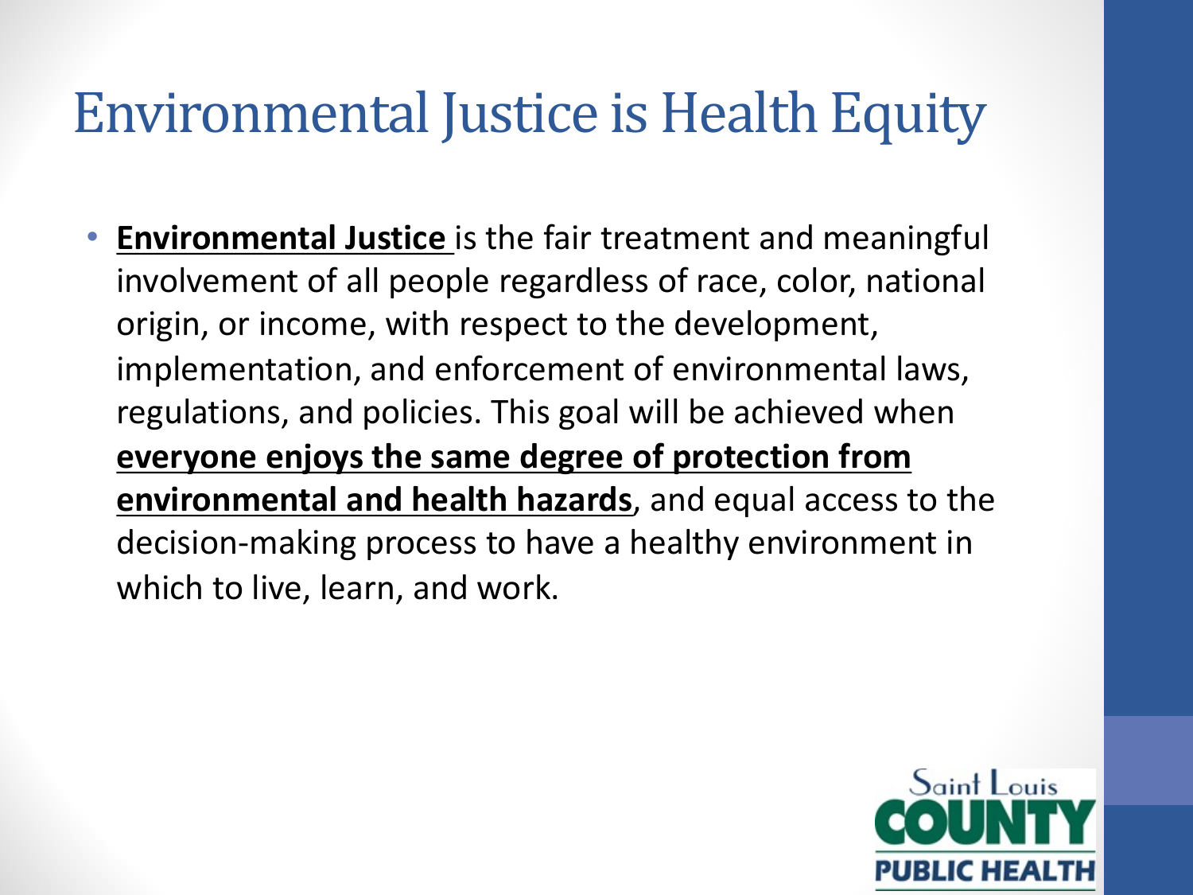# Environmental Justice is Health Equity

- **Environmental Justice** is the fair treatment and meaningful involvement of all people regardless of race, color, national origin, or income, with respect to the development, implementation, and enforcement of environmental laws, regulations, and policies. This goal will be achieved when **everyone enjoys the same degree of protection from environmental and health hazards**, and equal access to the decision-making process to have a healthy environment in which to live, learn, and work.

Saint Louis COUNTY PUBLIC HEALTH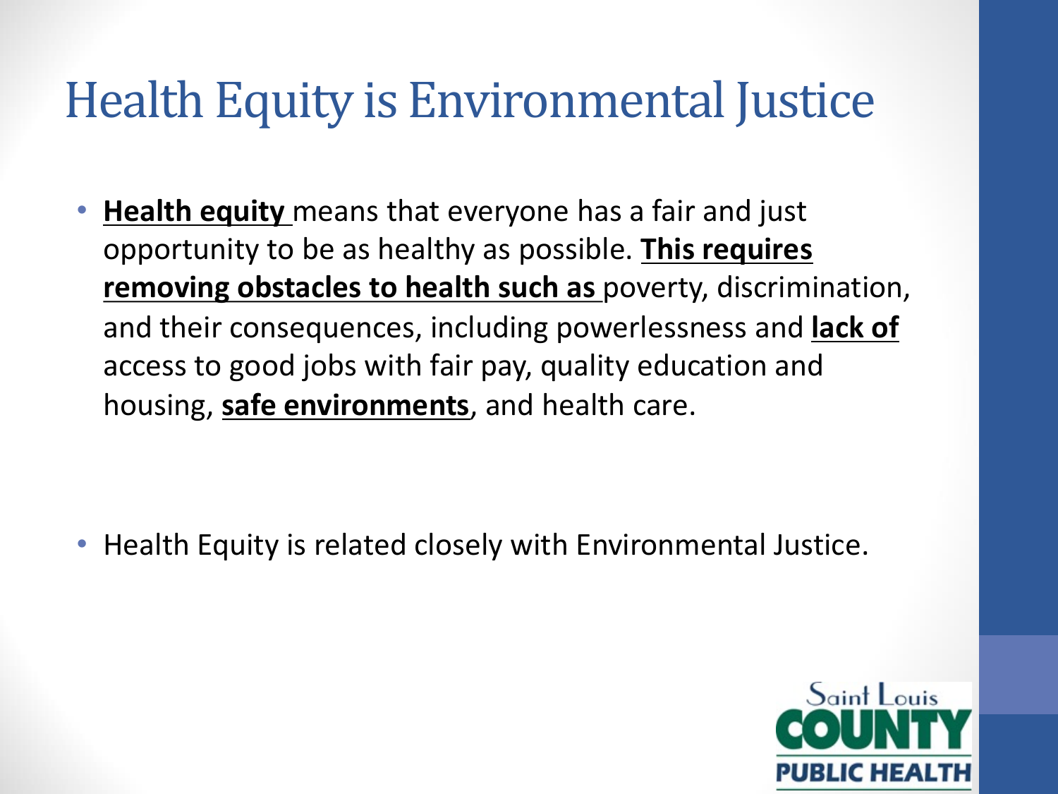# Health Equity is Environmental Justice

- **Health equity** means that everyone has a fair and just opportunity to be as healthy as possible. **This requires removing obstacles to health such as** poverty, discrimination, and their consequences, including powerlessness and **lack of** access to good jobs with fair pay, quality education and housing, **safe environments**, and health care.

- Health Equity is related closely with Environmental Justice.

Saint Louis COUNTY PUBLIC HEALTH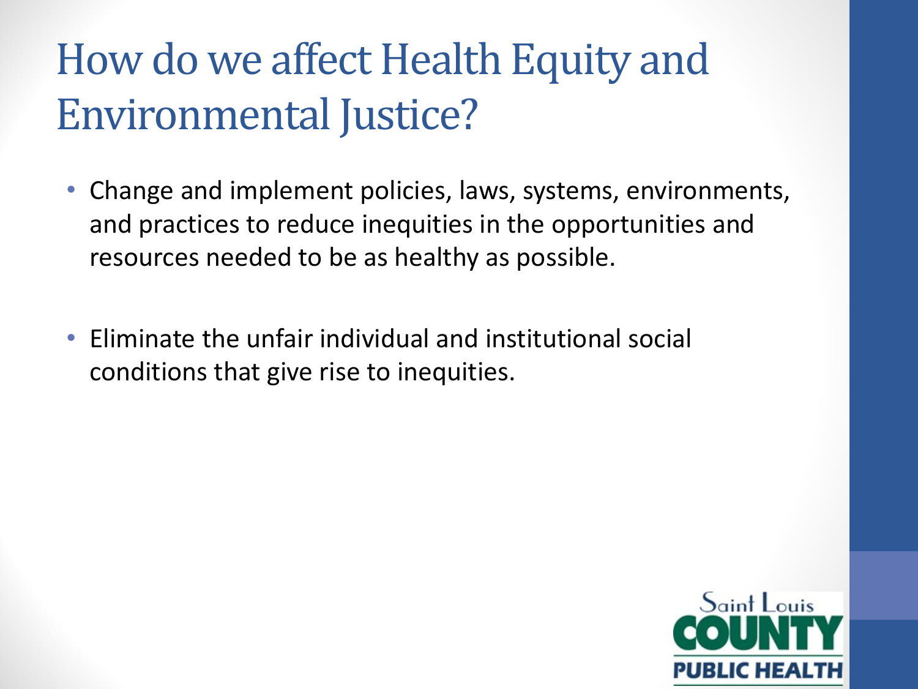# How do we affect Health Equity and Environmental Justice?

- Change and implement policies, laws, systems, environments, and practices to reduce inequities in the opportunities and resources needed to be as healthy as possible.

- Eliminate the unfair individual and institutional social conditions that give rise to inequities.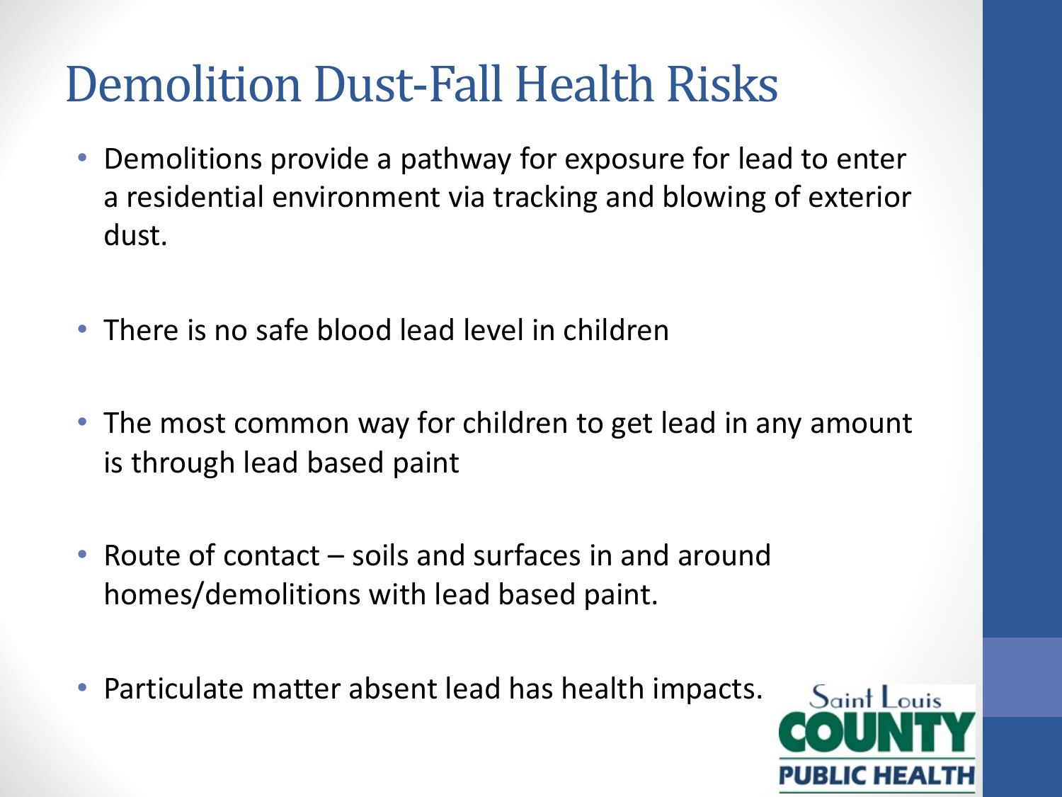# Demolition Dust-Fall Health Risks

- Demolitions provide a pathway for exposure for lead to enter a residential environment via tracking and blowing of exterior dust.
- There is no safe blood lead level in children
- The most common way for children to get lead in any amount is through lead based paint
- Route of contact – soils and surfaces in and around homes/demolitions with lead based paint.
- Particulate matter absent lead has health impacts.

Saint Louis COUNTY PUBLIC HEALTH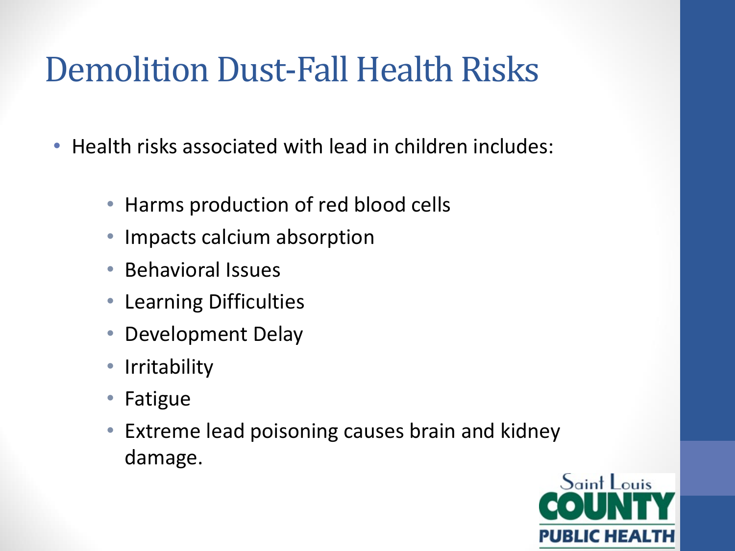# Demolition Dust-Fall Health Risks

- Health risks associated with lead in children includes:
  - Harms production of red blood cells
  - Impacts calcium absorption
  - Behavioral Issues
  - Learning Difficulties
  - Development Delay
  - Irritability
  - Fatigue
  - Extreme lead poisoning causes brain and kidney damage.

Saint Louis COUNTY PUBLIC HEALTH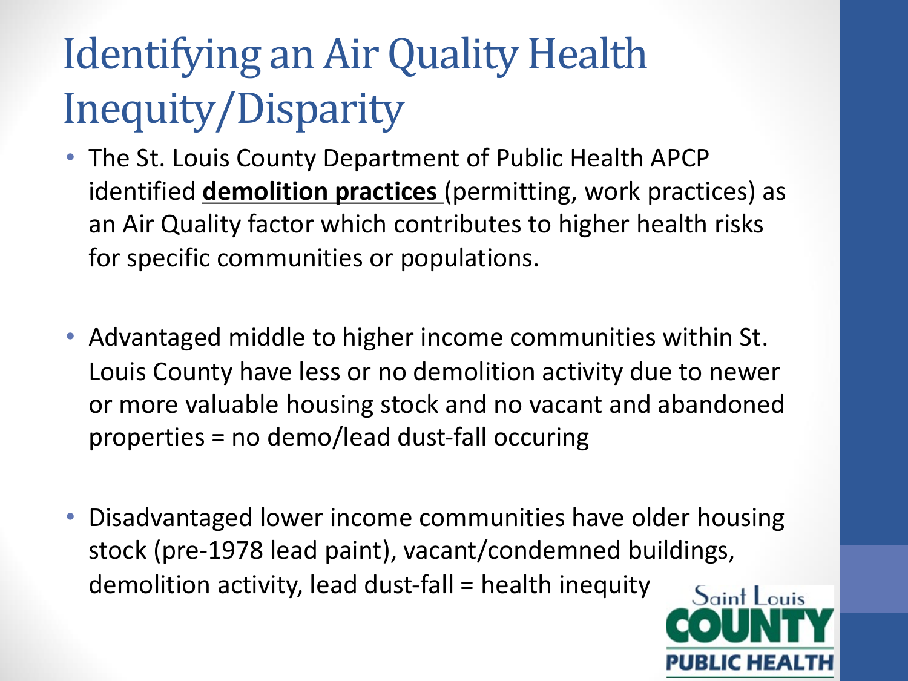# Identifying an Air Quality Health Inequity/Disparity

- The St. Louis County Department of Public Health APCP identified **demolition practices** (permitting, work practices) as an Air Quality factor which contributes to higher health risks for specific communities or populations.

- Advantaged middle to higher income communities within St. Louis County have less or no demolition activity due to newer or more valuable housing stock and no vacant and abandoned properties = no demo/lead dust-fall occuring

- Disadvantaged lower income communities have older housing stock (pre-1978 lead paint), vacant/condemned buildings, demolition activity, lead dust-fall = health inequity

Saint Louis COUNTY PUBLIC HEALTH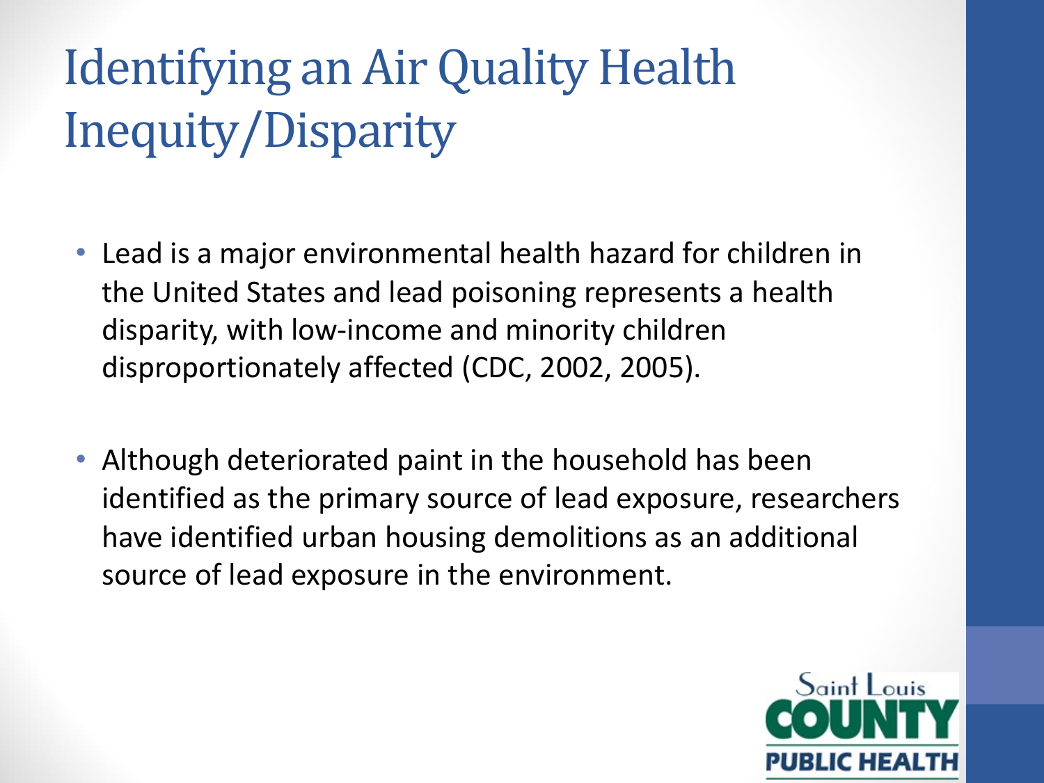# Identifying an Air Quality Health Inequity/Disparity

- Lead is a major environmental health hazard for children in the United States and lead poisoning represents a health disparity, with low-income and minority children disproportionately affected (CDC, 2002, 2005).
- Although deteriorated paint in the household has been identified as the primary source of lead exposure, researchers have identified urban housing demolitions as an additional source of lead exposure in the environment.

Saint Louis COUNTY PUBLIC HEALTH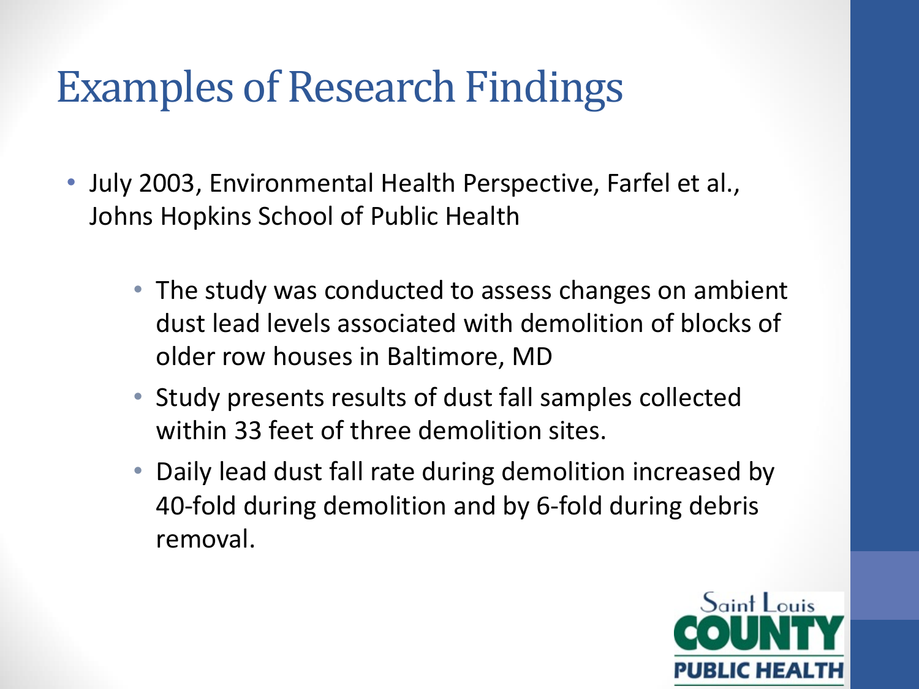# Examples of Research Findings

- July 2003, Environmental Health Perspective, Farfel et al., Johns Hopkins School of Public Health
  - The study was conducted to assess changes on ambient dust lead levels associated with demolition of blocks of older row houses in Baltimore, MD
  - Study presents results of dust fall samples collected within 33 feet of three demolition sites.
  - Daily lead dust fall rate during demolition increased by 40-fold during demolition and by 6-fold during debris removal.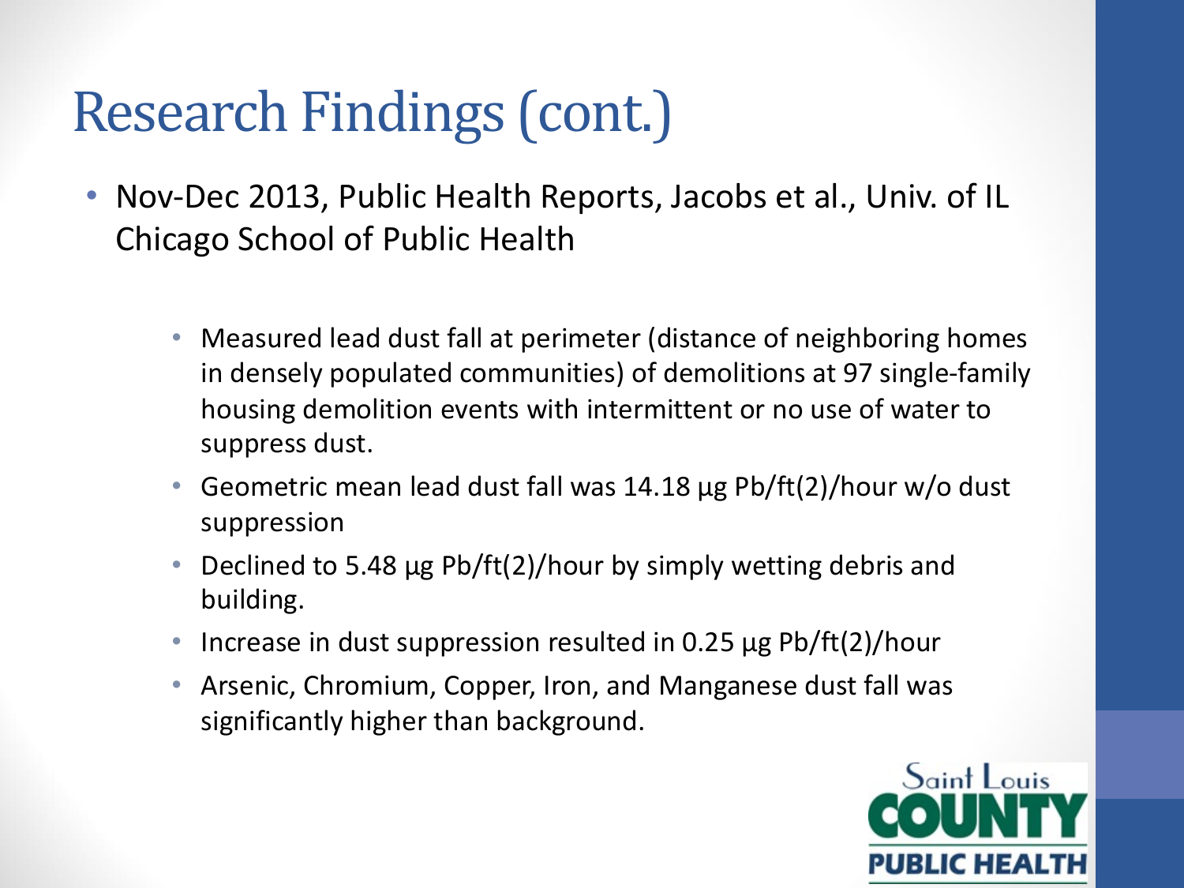# Research Findings (cont.)

- Nov-Dec 2013, Public Health Reports, Jacobs et al., Univ. of IL Chicago School of Public Health
  - Measured lead dust fall at perimeter (distance of neighboring homes in densely populated communities) of demolitions at 97 single-family housing demolition events with intermittent or no use of water to suppress dust.
  - Geometric mean lead dust fall was 14.18 µg Pb/ft(2)/hour w/o dust suppression
  - Declined to 5.48 µg Pb/ft(2)/hour by simply wetting debris and building.
  - Increase in dust suppression resulted in 0.25 µg Pb/ft(2)/hour
  - Arsenic, Chromium, Copper, Iron, and Manganese dust fall was significantly higher than background.

Saint Louis COUNTY PUBLIC HEALTH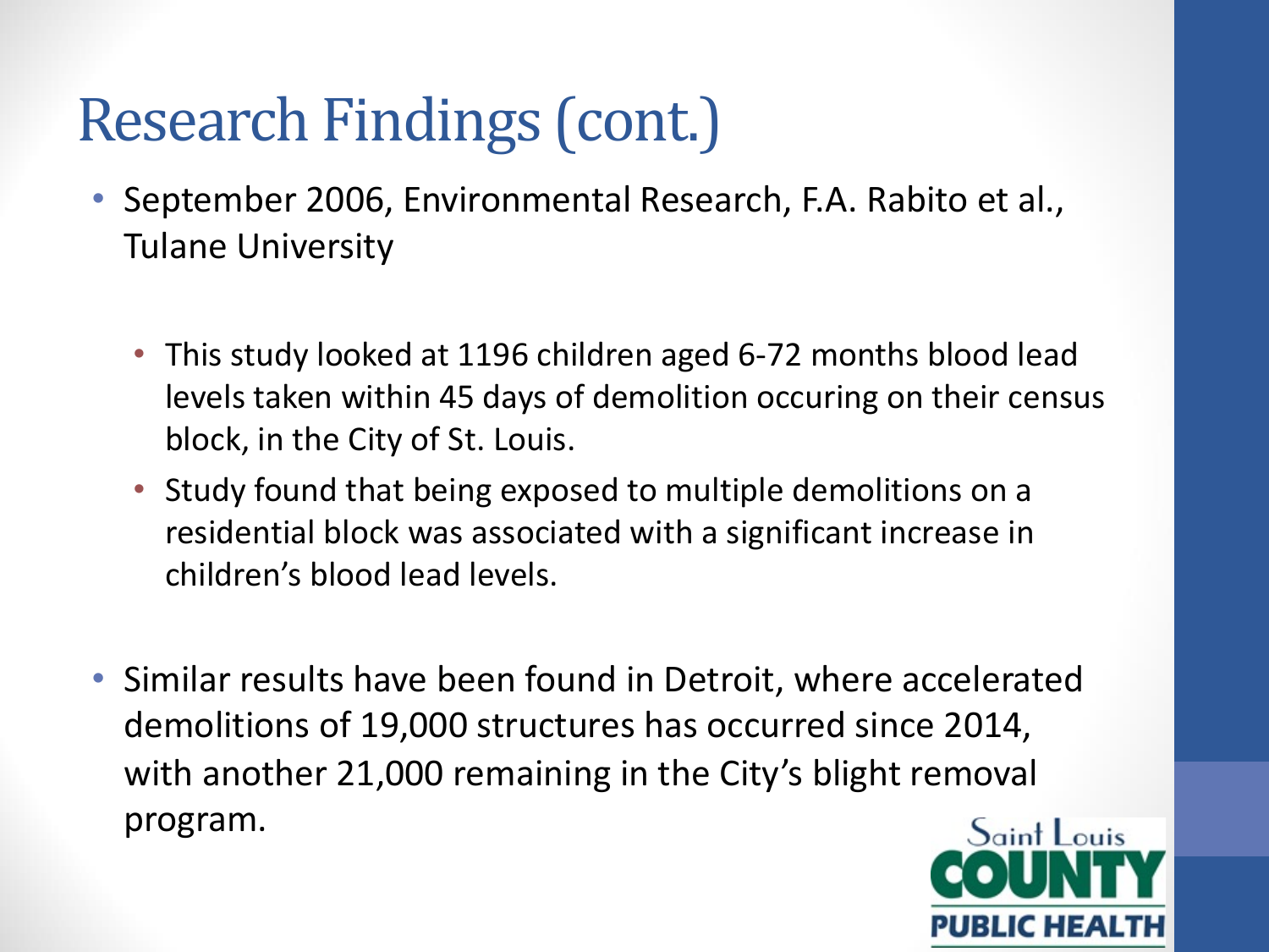# Research Findings (cont.)

- September 2006, Environmental Research, F.A. Rabito et al., Tulane University
  - This study looked at 1196 children aged 6-72 months blood lead levels taken within 45 days of demolition occuring on their census block, in the City of St. Louis.
  - Study found that being exposed to multiple demolitions on a residential block was associated with a significant increase in children's blood lead levels.
- Similar results have been found in Detroit, where accelerated demolitions of 19,000 structures has occurred since 2014, with another 21,000 remaining in the City's blight removal program.

Saint Louis COUNTY PUBLIC HEALTH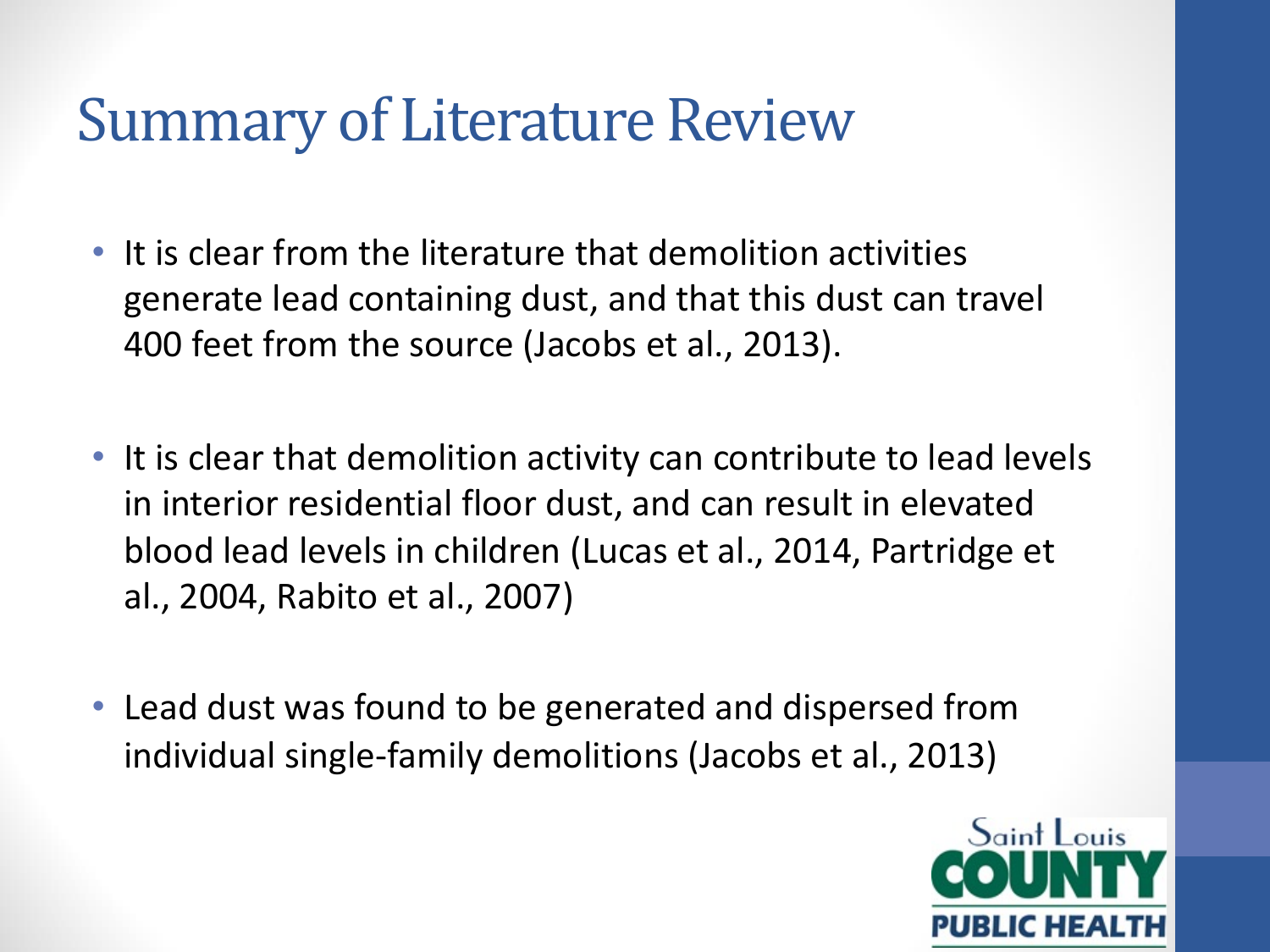# Summary of Literature Review

- It is clear from the literature that demolition activities generate lead containing dust, and that this dust can travel 400 feet from the source (Jacobs et al., 2013).
- It is clear that demolition activity can contribute to lead levels in interior residential floor dust, and can result in elevated blood lead levels in children (Lucas et al., 2014, Partridge et al., 2004, Rabito et al., 2007)
- Lead dust was found to be generated and dispersed from individual single-family demolitions (Jacobs et al., 2013)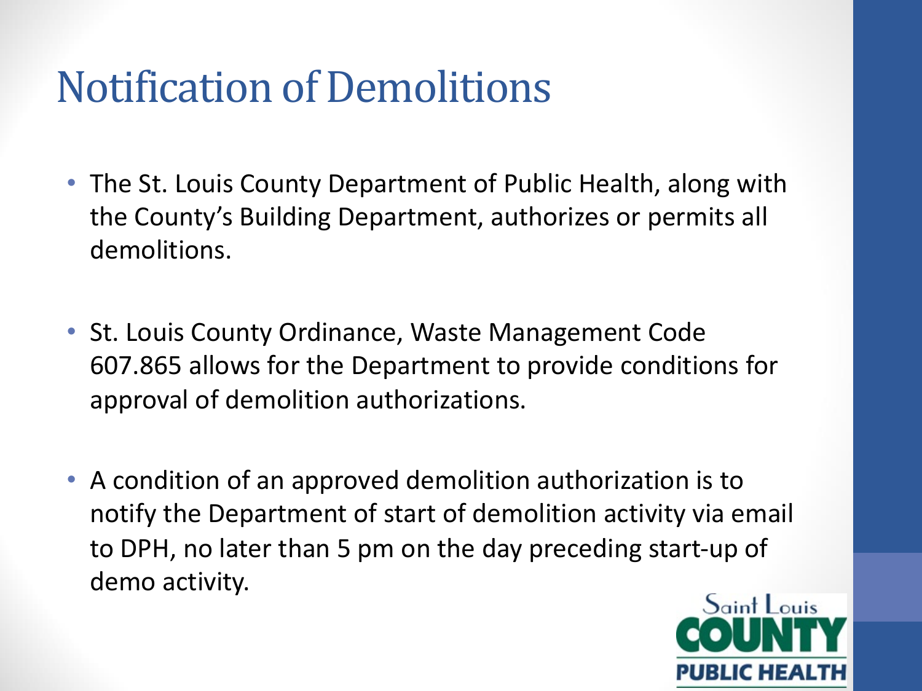# Notification of Demolitions

- The St. Louis County Department of Public Health, along with the County's Building Department, authorizes or permits all demolitions.

- St. Louis County Ordinance, Waste Management Code 607.865 allows for the Department to provide conditions for approval of demolition authorizations.

- A condition of an approved demolition authorization is to notify the Department of start of demolition activity via email to DPH, no later than 5 pm on the day preceding start-up of demo activity.

Saint Louis COUNTY PUBLIC HEALTH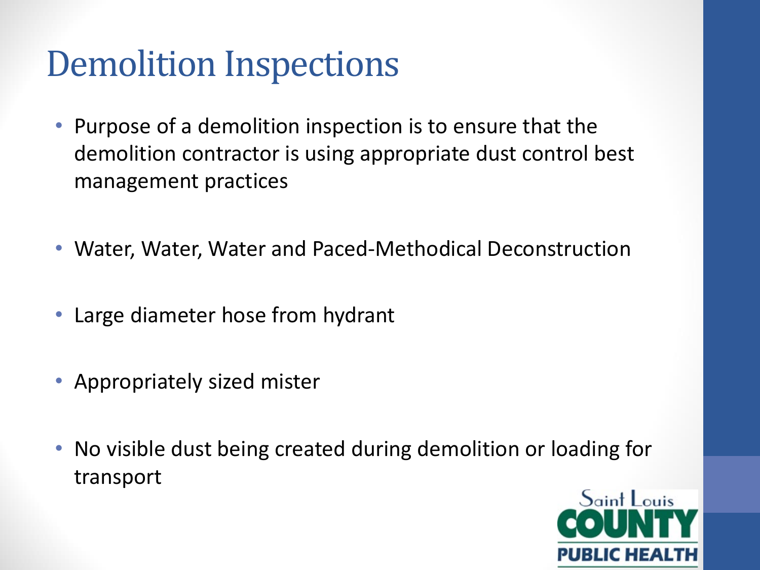# Demolition Inspections

- Purpose of a demolition inspection is to ensure that the demolition contractor is using appropriate dust control best management practices
- Water, Water, Water and Paced-Methodical Deconstruction
- Large diameter hose from hydrant
- Appropriately sized mister
- No visible dust being created during demolition or loading for transport

Saint Louis COUNTY PUBLIC HEALTH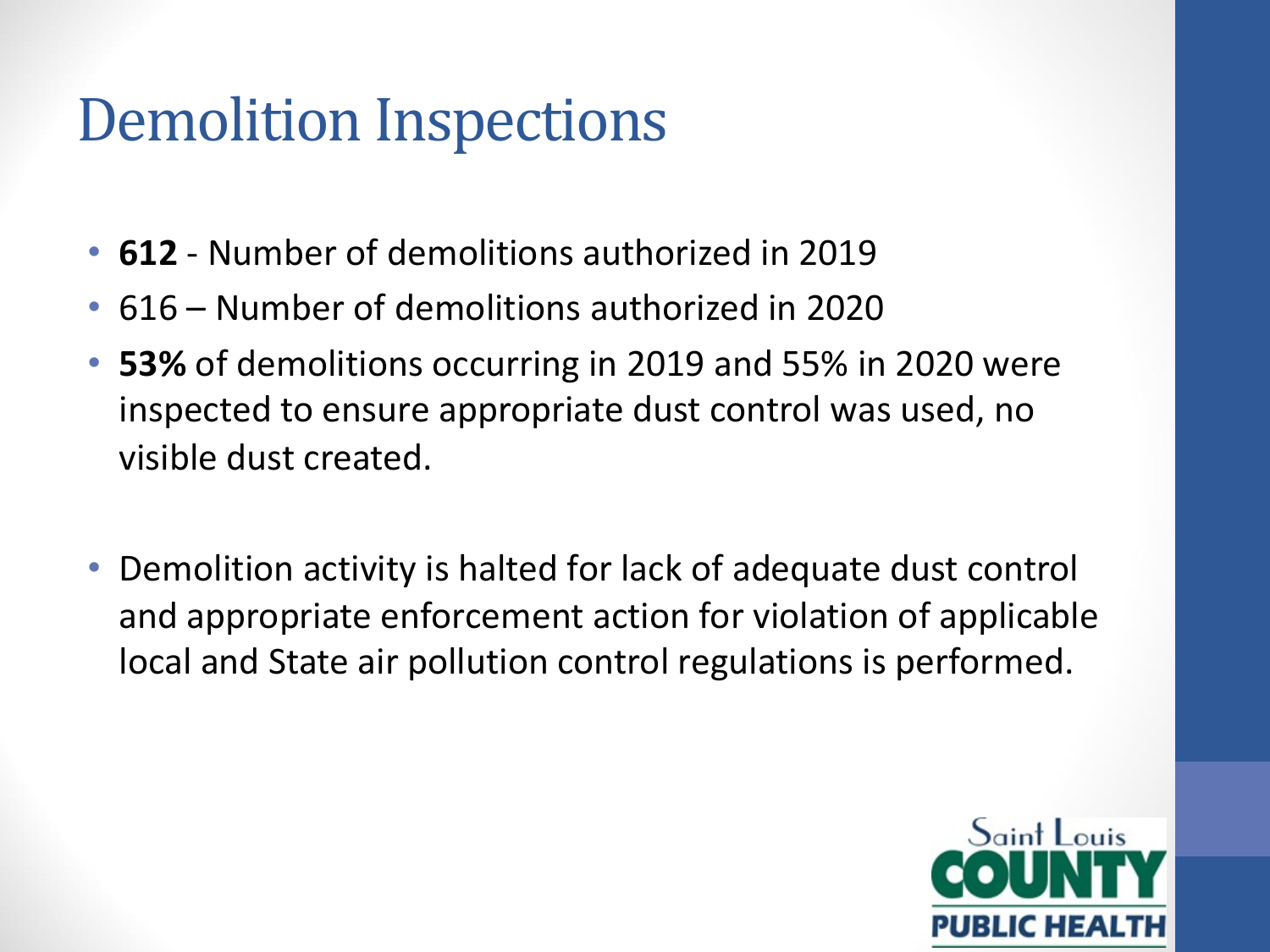# Demolition Inspections

- **612** - Number of demolitions authorized in 2019
- 616 – Number of demolitions authorized in 2020
- **53%** of demolitions occurring in 2019 and 55% in 2020 were inspected to ensure appropriate dust control was used, no visible dust created.

- Demolition activity is halted for lack of adequate dust control and appropriate enforcement action for violation of applicable local and State air pollution control regulations is performed.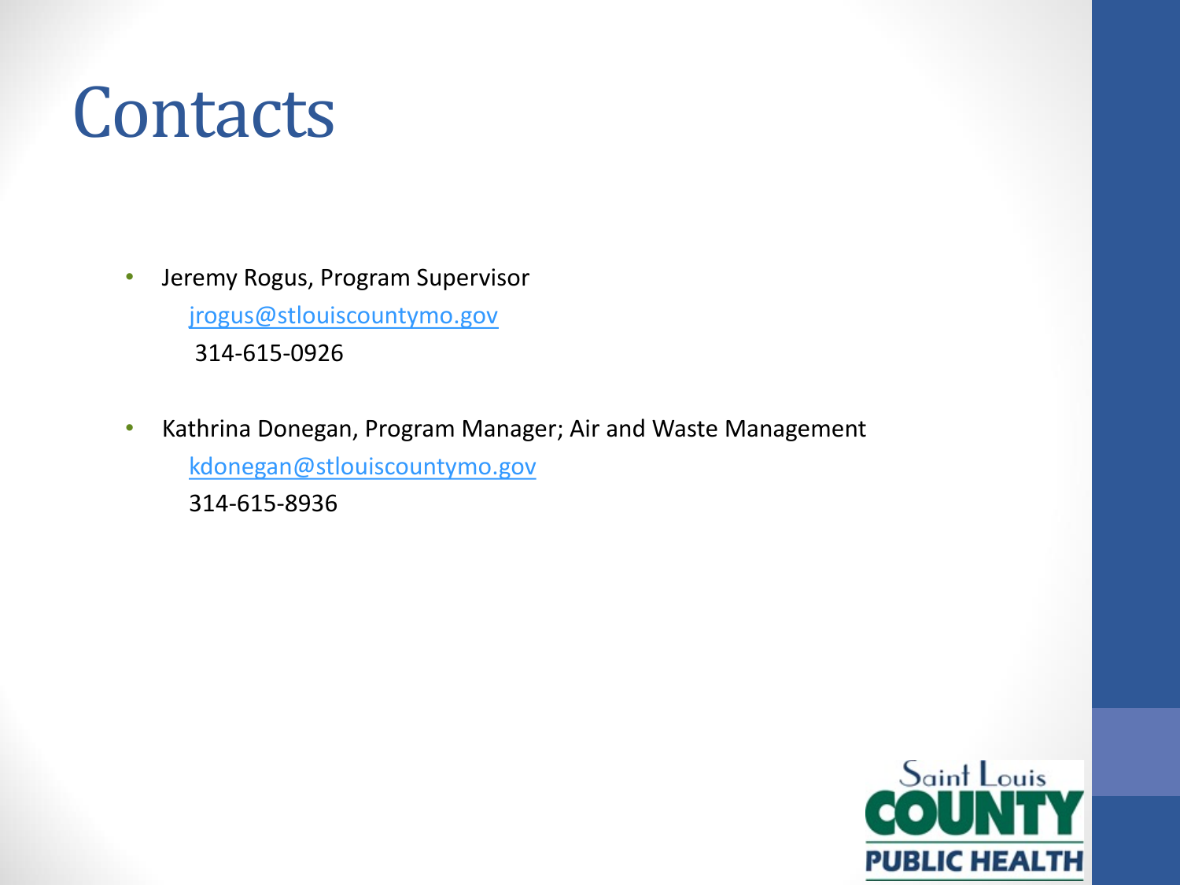# Contacts

- Jeremy Rogus, Program Supervisor
  jrogus@stlouiscountymo.gov
  314-615-0926

- Kathrina Donegan, Program Manager; Air and Waste Management
  kdonegan@stlouiscountymo.gov
  314-615-8936